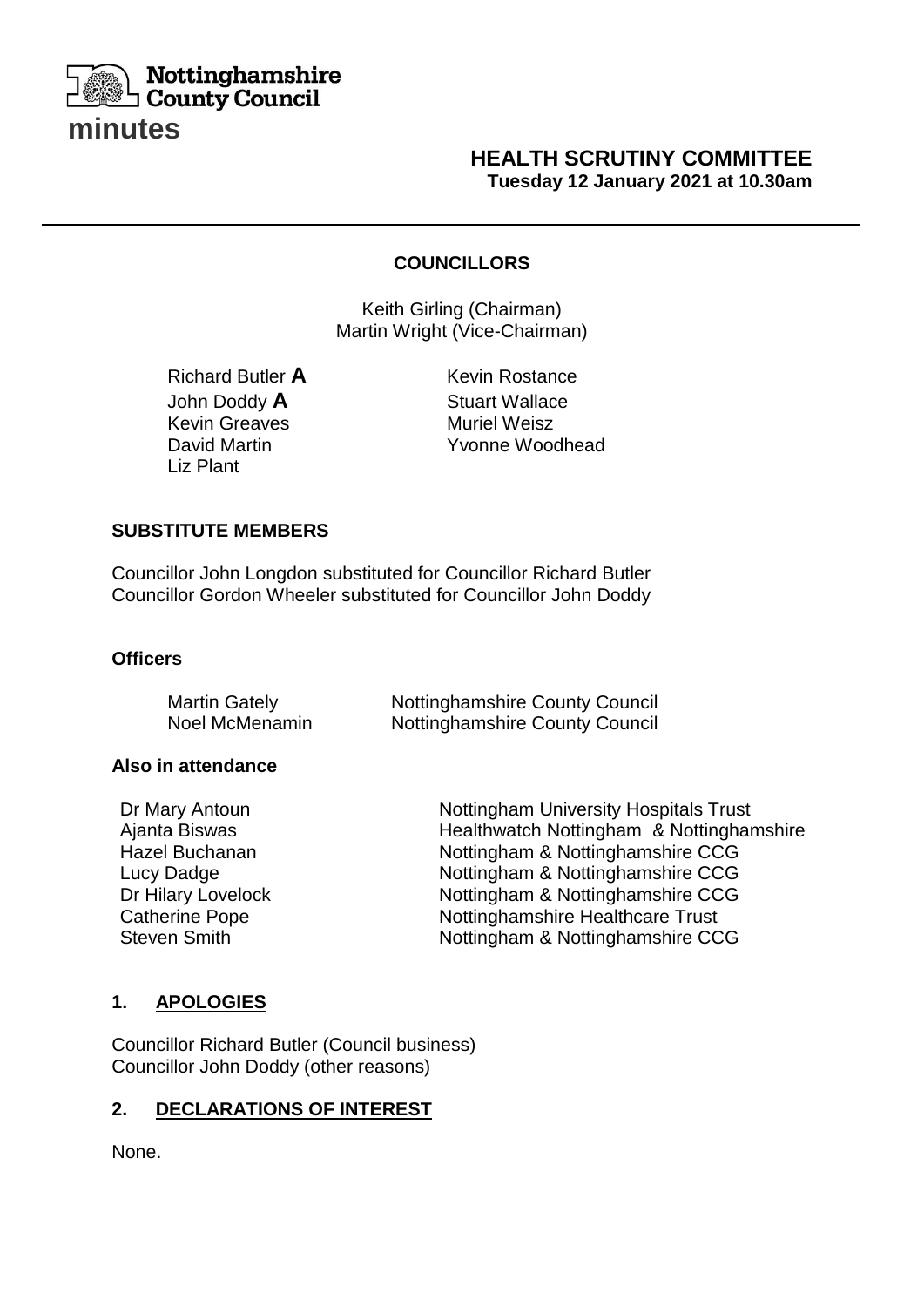**Nottinghamshire County Council**

# minutes

## HEALTH SCRUTINY COMMITTEE
**Tuesday 12 January 2021 at 10.30am**

---

### COUNCILLORS

Keith Girling (Chairman)
Martin Wright (Vice-Chairman)

| | |
|---|---|
| Richard Butler **A** | Kevin Rostance |
| John Doddy **A** | Stuart Wallace |
| Kevin Greaves | Muriel Weisz |
| David Martin | Yvonne Woodhead |
| Liz Plant | |

### SUBSTITUTE MEMBERS

Councillor John Longdon substituted for Councillor Richard Butler
Councillor Gordon Wheeler substituted for Councillor John Doddy

### Officers

| | |
|---|---|
| Martin Gately | Nottinghamshire County Council |
| Noel McMenamin | Nottinghamshire County Council |

### Also in attendance

| | |
|---|---|
| Dr Mary Antoun | Nottingham University Hospitals Trust |
| Ajanta Biswas | Healthwatch Nottingham & Nottinghamshire |
| Hazel Buchanan | Nottingham & Nottinghamshire CCG |
| Lucy Dadge | Nottingham & Nottinghamshire CCG |
| Dr Hilary Lovelock | Nottingham & Nottinghamshire CCG |
| Catherine Pope | Nottinghamshire Healthcare Trust |
| Steven Smith | Nottingham & Nottinghamshire CCG |

### 1. APOLOGIES

Councillor Richard Butler (Council business)
Councillor John Doddy (other reasons)

### 2. DECLARATIONS OF INTEREST

None.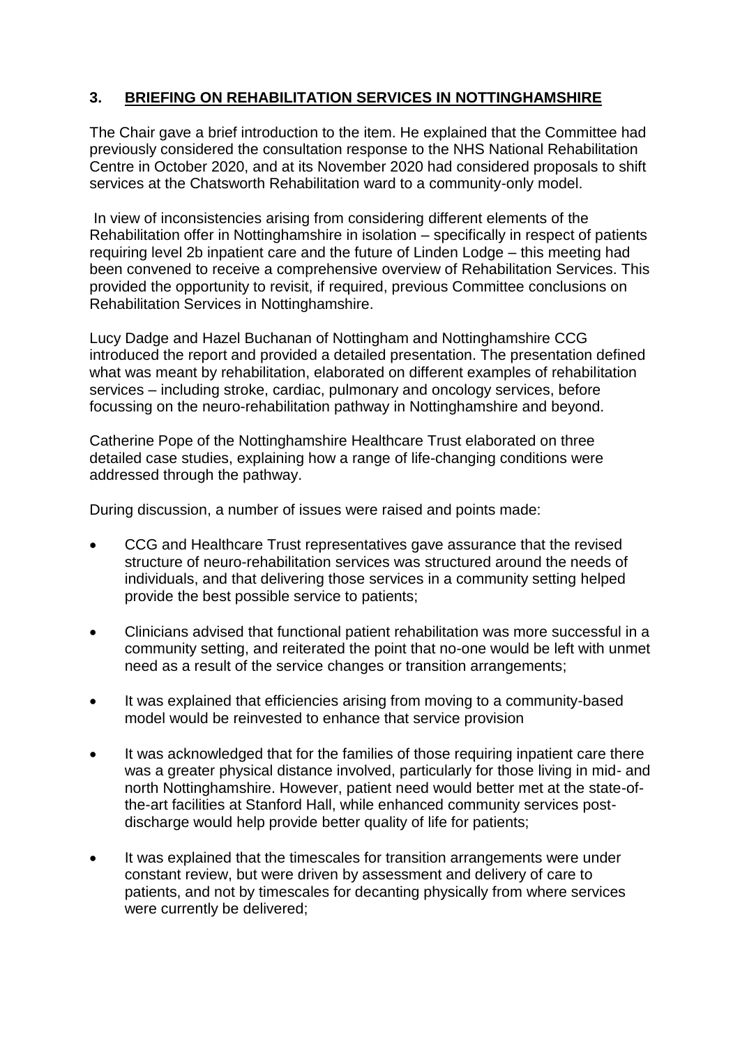## 3. BRIEFING ON REHABILITATION SERVICES IN NOTTINGHAMSHIRE

The Chair gave a brief introduction to the item. He explained that the Committee had previously considered the consultation response to the NHS National Rehabilitation Centre in October 2020, and at its November 2020 had considered proposals to shift services at the Chatsworth Rehabilitation ward to a community-only model.

In view of inconsistencies arising from considering different elements of the Rehabilitation offer in Nottinghamshire in isolation – specifically in respect of patients requiring level 2b inpatient care and the future of Linden Lodge – this meeting had been convened to receive a comprehensive overview of Rehabilitation Services. This provided the opportunity to revisit, if required, previous Committee conclusions on Rehabilitation Services in Nottinghamshire.

Lucy Dadge and Hazel Buchanan of Nottingham and Nottinghamshire CCG introduced the report and provided a detailed presentation. The presentation defined what was meant by rehabilitation, elaborated on different examples of rehabilitation services – including stroke, cardiac, pulmonary and oncology services, before focussing on the neuro-rehabilitation pathway in Nottinghamshire and beyond.

Catherine Pope of the Nottinghamshire Healthcare Trust elaborated on three detailed case studies, explaining how a range of life-changing conditions were addressed through the pathway.

During discussion, a number of issues were raised and points made:

- CCG and Healthcare Trust representatives gave assurance that the revised structure of neuro-rehabilitation services was structured around the needs of individuals, and that delivering those services in a community setting helped provide the best possible service to patients;

- Clinicians advised that functional patient rehabilitation was more successful in a community setting, and reiterated the point that no-one would be left with unmet need as a result of the service changes or transition arrangements;

- It was explained that efficiencies arising from moving to a community-based model would be reinvested to enhance that service provision

- It was acknowledged that for the families of those requiring inpatient care there was a greater physical distance involved, particularly for those living in mid- and north Nottinghamshire. However, patient need would better met at the state-of-the-art facilities at Stanford Hall, while enhanced community services post-discharge would help provide better quality of life for patients;

- It was explained that the timescales for transition arrangements were under constant review, but were driven by assessment and delivery of care to patients, and not by timescales for decanting physically from where services were currently be delivered;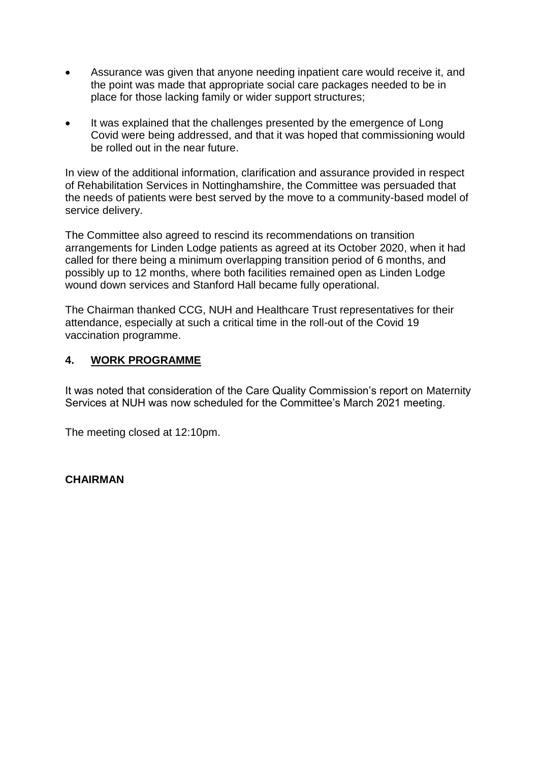- Assurance was given that anyone needing inpatient care would receive it, and the point was made that appropriate social care packages needed to be in place for those lacking family or wider support structures;

- It was explained that the challenges presented by the emergence of Long Covid were being addressed, and that it was hoped that commissioning would be rolled out in the near future.

In view of the additional information, clarification and assurance provided in respect of Rehabilitation Services in Nottinghamshire, the Committee was persuaded that the needs of patients were best served by the move to a community-based model of service delivery.

The Committee also agreed to rescind its recommendations on transition arrangements for Linden Lodge patients as agreed at its October 2020, when it had called for there being a minimum overlapping transition period of 6 months, and possibly up to 12 months, where both facilities remained open as Linden Lodge wound down services and Stanford Hall became fully operational.

The Chairman thanked CCG, NUH and Healthcare Trust representatives for their attendance, especially at such a critical time in the roll-out of the Covid 19 vaccination programme.

## 4. WORK PROGRAMME

It was noted that consideration of the Care Quality Commission's report on Maternity Services at NUH was now scheduled for the Committee's March 2021 meeting.

The meeting closed at 12:10pm.

**CHAIRMAN**